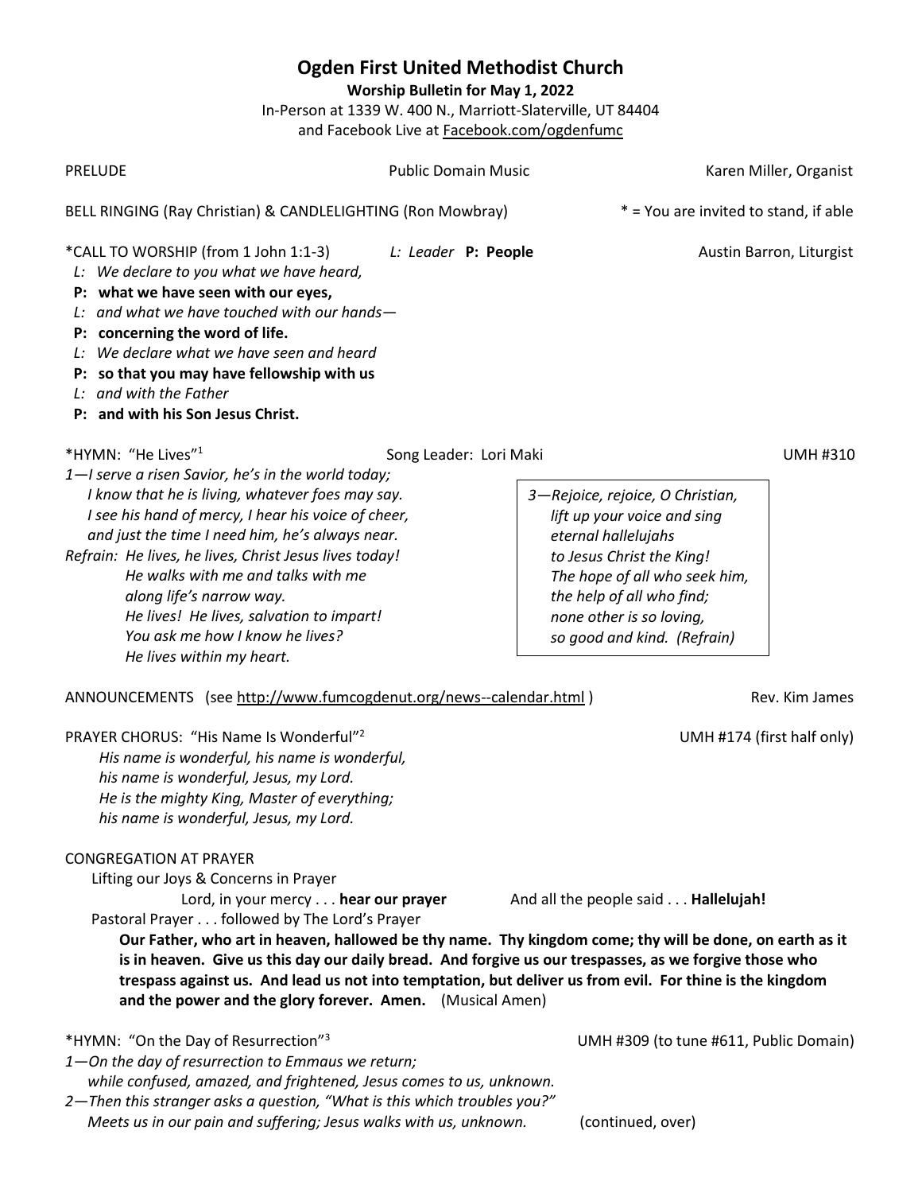# Ogden First United Methodist Church

**Worship Bulletin for May 1, 2022**

In-Person at 1339 W. 400 N., Marriott-Slaterville, UT 84404
and Facebook Live at Facebook.com/ogdenfumc

PRELUDE — Public Domain Music — Karen Miller, Organist

BELL RINGING (Ray Christian) & CANDLELIGHTING (Ron Mowbray) — * = You are invited to stand, if able

*CALL TO WORSHIP (from 1 John 1:1-3) — *L: Leader* **P: People** — Austin Barron, Liturgist

*L: We declare to you what we have heard,*
**P: what we have seen with our eyes,**
*L: and what we have touched with our hands—*
**P: concerning the word of life.**
*L: We declare what we have seen and heard*
**P: so that you may have fellowship with us**
*L: and with the Father*
**P: and with his Son Jesus Christ.**

*HYMN: "He Lives"[1] — Song Leader: Lori Maki — UMH #310

*1—I serve a risen Savior, he's in the world today;*
*I know that he is living, whatever foes may say.*
*I see his hand of mercy, I hear his voice of cheer,*
*and just the time I need him, he's always near.*
*Refrain: He lives, he lives, Christ Jesus lives today!*
*He walks with me and talks with me*
*along life's narrow way.*
*He lives! He lives, salvation to impart!*
*You ask me how I know he lives?*
*He lives within my heart.*

*3—Rejoice, rejoice, O Christian,*
*lift up your voice and sing*
*eternal hallelujahs*
*to Jesus Christ the King!*
*The hope of all who seek him,*
*the help of all who find;*
*none other is so loving,*
*so good and kind. (Refrain)*

ANNOUNCEMENTS (see http://www.fumcogdenut.org/news--calendar.html ) — Rev. Kim James

PRAYER CHORUS: "His Name Is Wonderful"[2] — UMH #174 (first half only)

*His name is wonderful, his name is wonderful,*
*his name is wonderful, Jesus, my Lord.*
*He is the mighty King, Master of everything;*
*his name is wonderful, Jesus, my Lord.*

CONGREGATION AT PRAYER

Lifting our Joys & Concerns in Prayer

Lord, in your mercy . . . **hear our prayer** — And all the people said . . . **Hallelujah!**

Pastoral Prayer . . . followed by The Lord's Prayer

**Our Father, who art in heaven, hallowed be thy name. Thy kingdom come; thy will be done, on earth as it is in heaven. Give us this day our daily bread. And forgive us our trespasses, as we forgive those who trespass against us. And lead us not into temptation, but deliver us from evil. For thine is the kingdom and the power and the glory forever. Amen.** (Musical Amen)

*HYMN: "On the Day of Resurrection"[3] — UMH #309 (to tune #611, Public Domain)

*1—On the day of resurrection to Emmaus we return;*
*while confused, amazed, and frightened, Jesus comes to us, unknown.*
*2—Then this stranger asks a question, "What is this which troubles you?"*
*Meets us in our pain and suffering; Jesus walks with us, unknown.* (continued, over)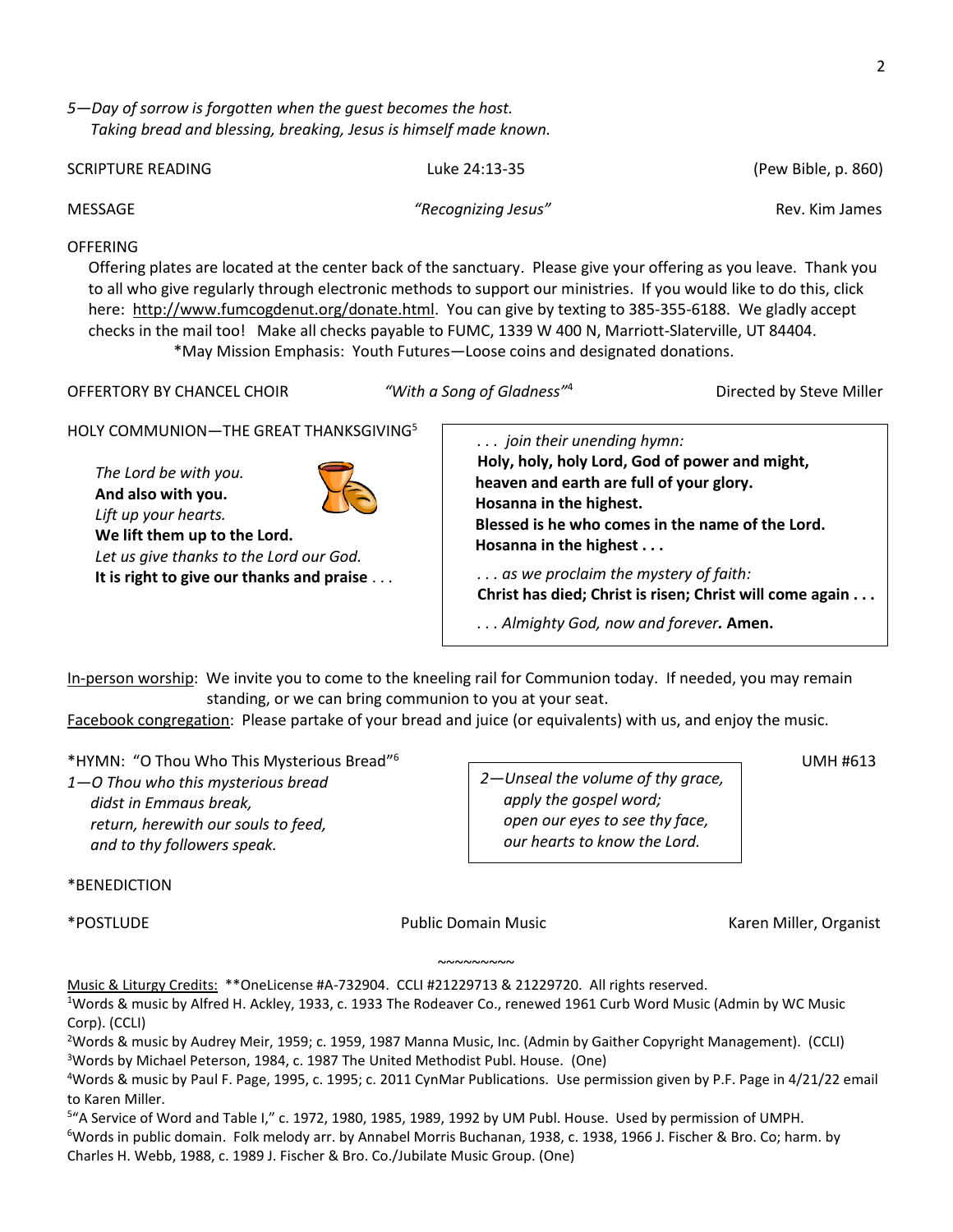*5—Day of sorrow is forgotten when the guest becomes the host.*
*Taking bread and blessing, breaking, Jesus is himself made known.*

SCRIPTURE READING Luke 24:13-35 (Pew Bible, p. 860)

MESSAGE *"Recognizing Jesus"* Rev. Kim James

OFFERING

Offering plates are located at the center back of the sanctuary. Please give your offering as you leave. Thank you to all who give regularly through electronic methods to support our ministries. If you would like to do this, click here: http://www.fumcogdenut.org/donate.html. You can give by texting to 385-355-6188. We gladly accept checks in the mail too! Make all checks payable to FUMC, 1339 W 400 N, Marriott-Slaterville, UT 84404.

*May Mission Emphasis: Youth Futures—Loose coins and designated donations.

OFFERTORY BY CHANCEL CHOIR *"With a Song of Gladness"*[4] Directed by Steve Miller

HOLY COMMUNION—THE GREAT THANKSGIVING[5]

*The Lord be with you.*
**And also with you.**
*Lift up your hearts.*
**We lift them up to the Lord.**
*Let us give thanks to the Lord our God.*
**It is right to give our thanks and praise** . . .

*. . . join their unending hymn:*
**Holy, holy, holy Lord, God of power and might,**
**heaven and earth are full of your glory.**
**Hosanna in the highest.**
**Blessed is he who comes in the name of the Lord.**
**Hosanna in the highest . . .**

*. . . as we proclaim the mystery of faith:*
**Christ has died; Christ is risen; Christ will come again . . .**

*. . . Almighty God, now and forever.* **Amen.**

In-person worship: We invite you to come to the kneeling rail for Communion today. If needed, you may remain standing, or we can bring communion to you at your seat.

Facebook congregation: Please partake of your bread and juice (or equivalents) with us, and enjoy the music.

*HYMN: "O Thou Who This Mysterious Bread"[6] UMH #613

*1—O Thou who this mysterious bread*
*didst in Emmaus break,*
*return, herewith our souls to feed,*
*and to thy followers speak.*

*2—Unseal the volume of thy grace,*
*apply the gospel word;*
*open our eyes to see thy face,*
*our hearts to know the Lord.*

*BENEDICTION

*POSTLUDE Public Domain Music Karen Miller, Organist

~~~~~~~~~

Music & Liturgy Credits: **OneLicense #A-732904. CCLI #21229713 & 21229720. All rights reserved.

[1]Words & music by Alfred H. Ackley, 1933, c. 1933 The Rodeaver Co., renewed 1961 Curb Word Music (Admin by WC Music Corp). (CCLI)

[2]Words & music by Audrey Meir, 1959; c. 1959, 1987 Manna Music, Inc. (Admin by Gaither Copyright Management). (CCLI)

[3]Words by Michael Peterson, 1984, c. 1987 The United Methodist Publ. House. (One)

[4]Words & music by Paul F. Page, 1995, c. 1995; c. 2011 CynMar Publications. Use permission given by P.F. Page in 4/21/22 email to Karen Miller.

[5]"A Service of Word and Table I," c. 1972, 1980, 1985, 1989, 1992 by UM Publ. House. Used by permission of UMPH.

[6]Words in public domain. Folk melody arr. by Annabel Morris Buchanan, 1938, c. 1938, 1966 J. Fischer & Bro. Co; harm. by Charles H. Webb, 1988, c. 1989 J. Fischer & Bro. Co./Jubilate Music Group. (One)